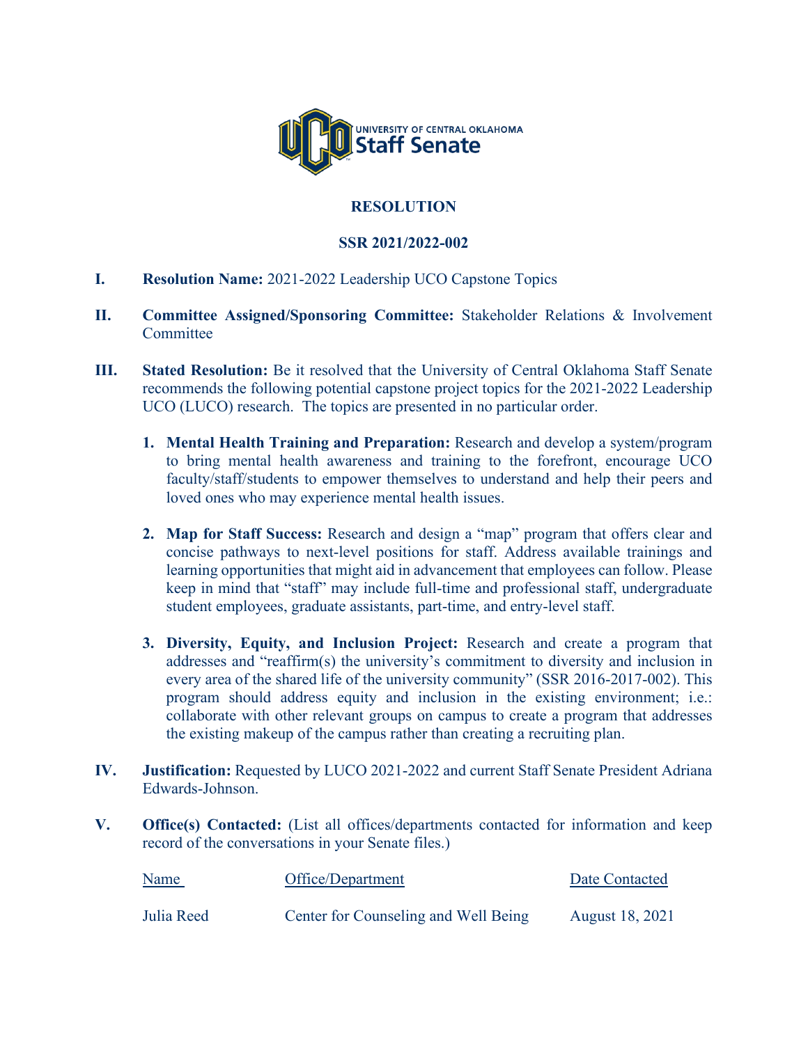UNIVERSITY OF CENTRAL OKLAHOMA
Staff Senate

# RESOLUTION

## SSR 2021/2022-002

**I. Resolution Name:** 2021-2022 Leadership UCO Capstone Topics

**II. Committee Assigned/Sponsoring Committee:** Stakeholder Relations & Involvement Committee

**III. Stated Resolution:** Be it resolved that the University of Central Oklahoma Staff Senate recommends the following potential capstone project topics for the 2021-2022 Leadership UCO (LUCO) research. The topics are presented in no particular order.

1. **Mental Health Training and Preparation:** Research and develop a system/program to bring mental health awareness and training to the forefront, encourage UCO faculty/staff/students to empower themselves to understand and help their peers and loved ones who may experience mental health issues.

2. **Map for Staff Success:** Research and design a "map" program that offers clear and concise pathways to next-level positions for staff. Address available trainings and learning opportunities that might aid in advancement that employees can follow. Please keep in mind that "staff" may include full-time and professional staff, undergraduate student employees, graduate assistants, part-time, and entry-level staff.

3. **Diversity, Equity, and Inclusion Project:** Research and create a program that addresses and "reaffirm(s) the university's commitment to diversity and inclusion in every area of the shared life of the university community" (SSR 2016-2017-002). This program should address equity and inclusion in the existing environment; i.e.: collaborate with other relevant groups on campus to create a program that addresses the existing makeup of the campus rather than creating a recruiting plan.

**IV. Justification:** Requested by LUCO 2021-2022 and current Staff Senate President Adriana Edwards-Johnson.

**V. Office(s) Contacted:** (List all offices/departments contacted for information and keep record of the conversations in your Senate files.)

| Name | Office/Department | Date Contacted |
|---|---|---|
| Julia Reed | Center for Counseling and Well Being | August 18, 2021 |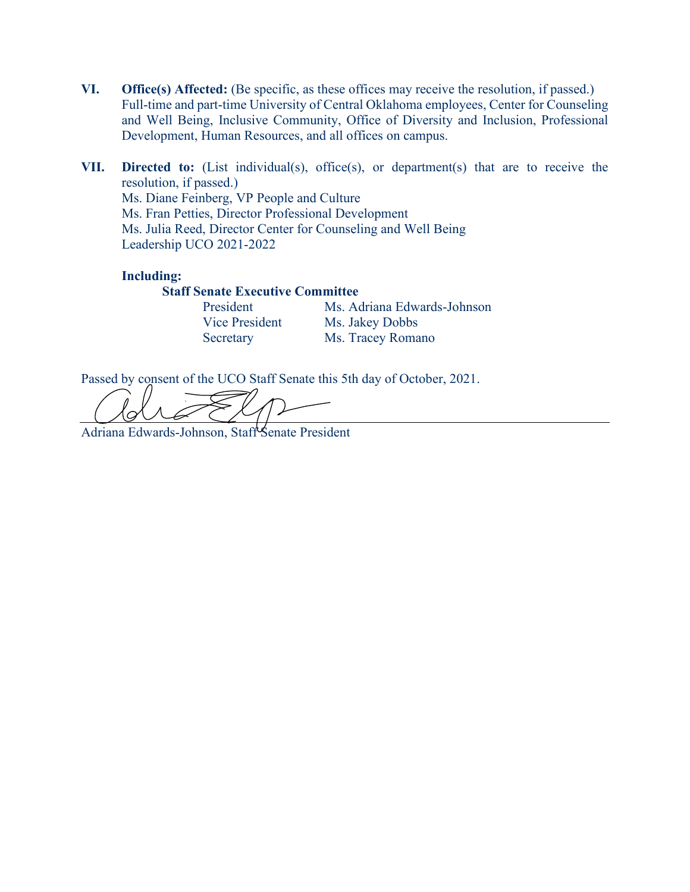**VI. Office(s) Affected:** (Be specific, as these offices may receive the resolution, if passed.) Full-time and part-time University of Central Oklahoma employees, Center for Counseling and Well Being, Inclusive Community, Office of Diversity and Inclusion, Professional Development, Human Resources, and all offices on campus.

**VII. Directed to:** (List individual(s), office(s), or department(s) that are to receive the resolution, if passed.)
Ms. Diane Feinberg, VP People and Culture
Ms. Fran Petties, Director Professional Development
Ms. Julia Reed, Director Center for Counseling and Well Being
Leadership UCO 2021-2022

**Including:**

**Staff Senate Executive Committee**

| | |
|---|---|
| President | Ms. Adriana Edwards-Johnson |
| Vice President | Ms. Jakey Dobbs |
| Secretary | Ms. Tracey Romano |

Passed by consent of the UCO Staff Senate this 5th day of October, 2021.

\_\_\_\_\_\_\_\_\_\_\_\_\_\_\_\_\_\_\_\_\_\_\_\_\_\_\_\_\_\_\_\_\_\_\_\_\_\_\_\_

Adriana Edwards-Johnson, Staff Senate President